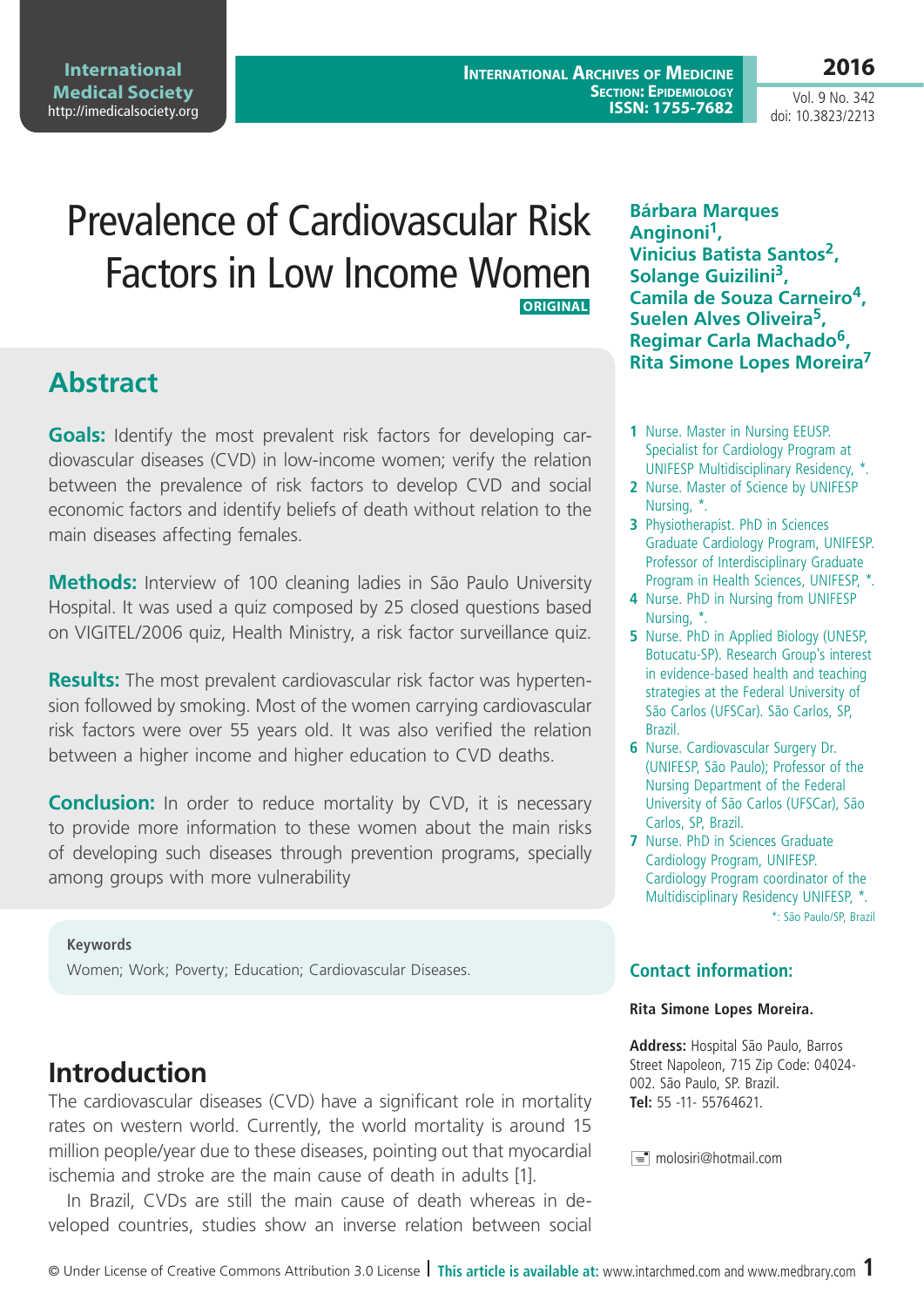# Prevalence of Cardiovascular Risk Factors in Low Income Women

ORIGINAL

**Bárbara Marques Anginoni[1], Vinicius Batista Santos[2], Solange Guizilini[3], Camila de Souza Carneiro[4], Suelen Alves Oliveira[5], Regimar Carla Machado[6], Rita Simone Lopes Moreira[7]**

1 Nurse. Master in Nursing EEUSP. Specialist for Cardiology Program at UNIFESP Multidisciplinary Residency, *.
2 Nurse. Master of Science by UNIFESP Nursing, *.
3 Physiotherapist. PhD in Sciences Graduate Cardiology Program, UNIFESP. Professor of Interdisciplinary Graduate Program in Health Sciences, UNIFESP, *.
4 Nurse. PhD in Nursing from UNIFESP Nursing, *.
5 Nurse. PhD in Applied Biology (UNESP, Botucatu-SP). Research Group's interest in evidence-based health and teaching strategies at the Federal University of São Carlos (UFSCar). São Carlos, SP, Brazil.
6 Nurse. Cardiovascular Surgery Dr. (UNIFESP, São Paulo); Professor of the Nursing Department of the Federal University of São Carlos (UFSCar), São Carlos, SP, Brazil.
7 Nurse. PhD in Sciences Graduate Cardiology Program, UNIFESP. Cardiology Program coordinator of the Multidisciplinary Residency UNIFESP, *.

*: São Paulo/SP, Brazil

### Contact information:

**Rita Simone Lopes Moreira.**

**Address:** Hospital São Paulo, Barros Street Napoleon, 715 Zip Code: 04024-002. São Paulo, SP. Brazil.
**Tel:** 55 -11- 55764621.

molosiri@hotmail.com

## Abstract

**Goals:** Identify the most prevalent risk factors for developing cardiovascular diseases (CVD) in low-income women; verify the relation between the prevalence of risk factors to develop CVD and social economic factors and identify beliefs of death without relation to the main diseases affecting females.

**Methods:** Interview of 100 cleaning ladies in São Paulo University Hospital. It was used a quiz composed by 25 closed questions based on VIGITEL/2006 quiz, Health Ministry, a risk factor surveillance quiz.

**Results:** The most prevalent cardiovascular risk factor was hypertension followed by smoking. Most of the women carrying cardiovascular risk factors were over 55 years old. It was also verified the relation between a higher income and higher education to CVD deaths.

**Conclusion:** In order to reduce mortality by CVD, it is necessary to provide more information to these women about the main risks of developing such diseases through prevention programs, specially among groups with more vulnerability

**Keywords**

Women; Work; Poverty; Education; Cardiovascular Diseases.

## Introduction

The cardiovascular diseases (CVD) have a significant role in mortality rates on western world. Currently, the world mortality is around 15 million people/year due to these diseases, pointing out that myocardial ischemia and stroke are the main cause of death in adults [1].

In Brazil, CVDs are still the main cause of death whereas in developed countries, studies show an inverse relation between social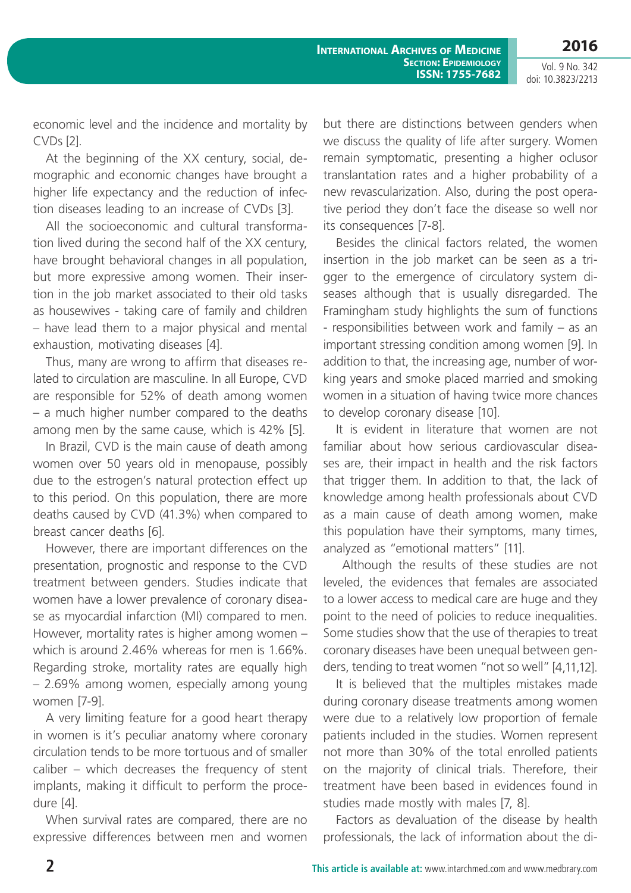economic level and the incidence and mortality by CVDs [2].

At the beginning of the XX century, social, demographic and economic changes have brought a higher life expectancy and the reduction of infection diseases leading to an increase of CVDs [3].

All the socioeconomic and cultural transformation lived during the second half of the XX century, have brought behavioral changes in all population, but more expressive among women. Their insertion in the job market associated to their old tasks as housewives - taking care of family and children – have lead them to a major physical and mental exhaustion, motivating diseases [4].

Thus, many are wrong to affirm that diseases related to circulation are masculine. In all Europe, CVD are responsible for 52% of death among women – a much higher number compared to the deaths among men by the same cause, which is 42% [5].

In Brazil, CVD is the main cause of death among women over 50 years old in menopause, possibly due to the estrogen's natural protection effect up to this period. On this population, there are more deaths caused by CVD (41.3%) when compared to breast cancer deaths [6].

However, there are important differences on the presentation, prognostic and response to the CVD treatment between genders. Studies indicate that women have a lower prevalence of coronary disease as myocardial infarction (MI) compared to men. However, mortality rates is higher among women – which is around 2.46% whereas for men is 1.66%. Regarding stroke, mortality rates are equally high – 2.69% among women, especially among young women [7-9].

A very limiting feature for a good heart therapy in women is it's peculiar anatomy where coronary circulation tends to be more tortuous and of smaller caliber – which decreases the frequency of stent implants, making it difficult to perform the procedure [4].

When survival rates are compared, there are no expressive differences between men and women but there are distinctions between genders when we discuss the quality of life after surgery. Women remain symptomatic, presenting a higher oclusor translantation rates and a higher probability of a new revascularization. Also, during the post operative period they don't face the disease so well nor its consequences [7-8].

Besides the clinical factors related, the women insertion in the job market can be seen as a trigger to the emergence of circulatory system diseases although that is usually disregarded. The Framingham study highlights the sum of functions - responsibilities between work and family – as an important stressing condition among women [9]. In addition to that, the increasing age, number of working years and smoke placed married and smoking women in a situation of having twice more chances to develop coronary disease [10].

It is evident in literature that women are not familiar about how serious cardiovascular diseases are, their impact in health and the risk factors that trigger them. In addition to that, the lack of knowledge among health professionals about CVD as a main cause of death among women, make this population have their symptoms, many times, analyzed as "emotional matters" [11].

Although the results of these studies are not leveled, the evidences that females are associated to a lower access to medical care are huge and they point to the need of policies to reduce inequalities. Some studies show that the use of therapies to treat coronary diseases have been unequal between genders, tending to treat women "not so well" [4,11,12].

It is believed that the multiples mistakes made during coronary disease treatments among women were due to a relatively low proportion of female patients included in the studies. Women represent not more than 30% of the total enrolled patients on the majority of clinical trials. Therefore, their treatment have been based in evidences found in studies made mostly with males [7, 8].

Factors as devaluation of the disease by health professionals, the lack of information about the di-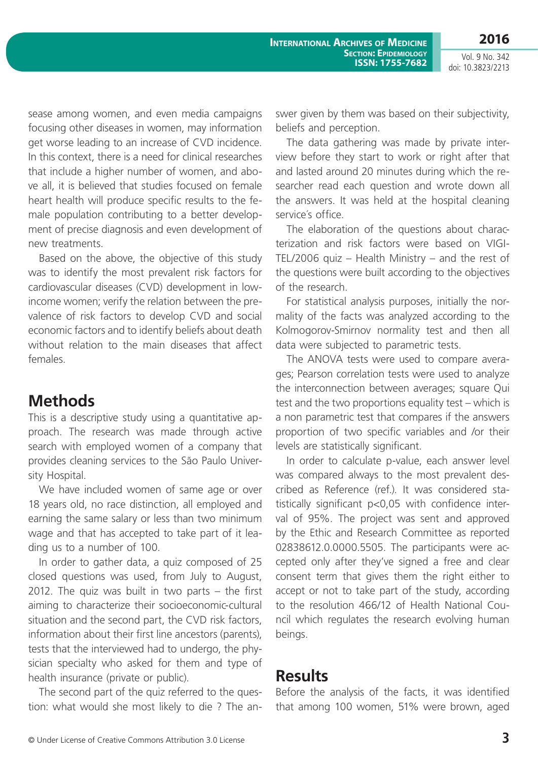sease among women, and even media campaigns focusing other diseases in women, may information get worse leading to an increase of CVD incidence. In this context, there is a need for clinical researches that include a higher number of women, and above all, it is believed that studies focused on female heart health will produce specific results to the female population contributing to a better development of precise diagnosis and even development of new treatments.

Based on the above, the objective of this study was to identify the most prevalent risk factors for cardiovascular diseases (CVD) development in low-income women; verify the relation between the prevalence of risk factors to develop CVD and social economic factors and to identify beliefs about death without relation to the main diseases that affect females.

## Methods

This is a descriptive study using a quantitative approach. The research was made through active search with employed women of a company that provides cleaning services to the São Paulo University Hospital.

We have included women of same age or over 18 years old, no race distinction, all employed and earning the same salary or less than two minimum wage and that has accepted to take part of it leading us to a number of 100.

In order to gather data, a quiz composed of 25 closed questions was used, from July to August, 2012. The quiz was built in two parts – the first aiming to characterize their socioeconomic-cultural situation and the second part, the CVD risk factors, information about their first line ancestors (parents), tests that the interviewed had to undergo, the physician specialty who asked for them and type of health insurance (private or public).

The second part of the quiz referred to the question: what would she most likely to die ? The answer given by them was based on their subjectivity, beliefs and perception.

The data gathering was made by private interview before they start to work or right after that and lasted around 20 minutes during which the researcher read each question and wrote down all the answers. It was held at the hospital cleaning service´s office.

The elaboration of the questions about characterization and risk factors were based on VIGITEL/2006 quiz – Health Ministry – and the rest of the questions were built according to the objectives of the research.

For statistical analysis purposes, initially the normality of the facts was analyzed according to the Kolmogorov-Smirnov normality test and then all data were subjected to parametric tests.

The ANOVA tests were used to compare averages; Pearson correlation tests were used to analyze the interconnection between averages; square Qui test and the two proportions equality test – which is a non parametric test that compares if the answers proportion of two specific variables and /or their levels are statistically significant.

In order to calculate p-value, each answer level was compared always to the most prevalent described as Reference (ref.). It was considered statistically significant p<0,05 with confidence interval of 95%. The project was sent and approved by the Ethic and Research Committee as reported 02838612.0.0000.5505. The participants were accepted only after they've signed a free and clear consent term that gives them the right either to accept or not to take part of the study, according to the resolution 466/12 of Health National Council which regulates the research evolving human beings.

## Results

Before the analysis of the facts, it was identified that among 100 women, 51% were brown, aged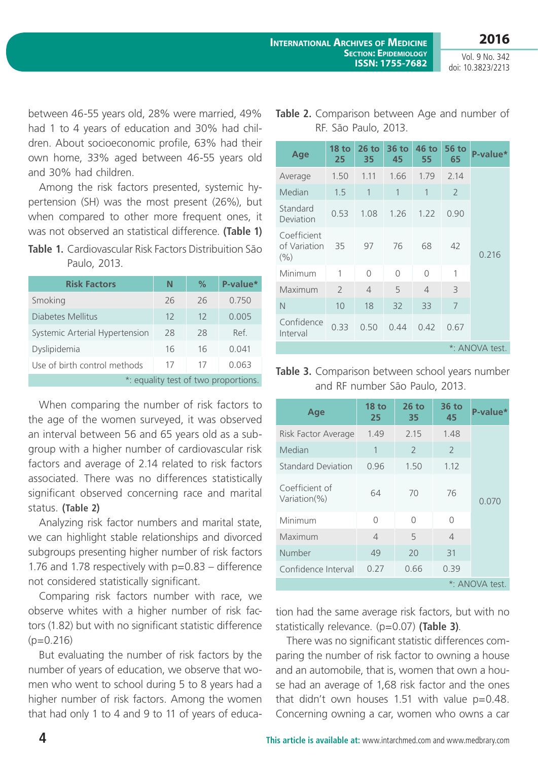between 46-55 years old, 28% were married, 49% had 1 to 4 years of education and 30% had children. About socioeconomic profile, 63% had their own home, 33% aged between 46-55 years old and 30% had children.

Among the risk factors presented, systemic hypertension (SH) was the most present (26%), but when compared to other more frequent ones, it was not observed an statistical difference. **(Table 1)**

**Table 1.** Cardiovascular Risk Factors Distribuition São Paulo, 2013.

| Risk Factors | N | % | P-value* |
|---|---|---|---|
| Smoking | 26 | 26 | 0.750 |
| Diabetes Mellitus | 12 | 12 | 0.005 |
| Systemic Arterial Hypertension | 28 | 28 | Ref. |
| Dyslipidemia | 16 | 16 | 0.041 |
| Use of birth control methods | 17 | 17 | 0.063 |

*: equality test of two proportions.

When comparing the number of risk factors to the age of the women surveyed, it was observed an interval between 56 and 65 years old as a subgroup with a higher number of cardiovascular risk factors and average of 2.14 related to risk factors associated. There was no differences statistically significant observed concerning race and marital status. **(Table 2)**

Analyzing risk factor numbers and marital state, we can highlight stable relationships and divorced subgroups presenting higher number of risk factors 1.76 and 1.78 respectively with p=0.83 – difference not considered statistically significant.

Comparing risk factors number with race, we observe whites with a higher number of risk factors (1.82) but with no significant statistic difference (p=0.216)

But evaluating the number of risk factors by the number of years of education, we observe that women who went to school during 5 to 8 years had a higher number of risk factors. Among the women that had only 1 to 4 and 9 to 11 of years of education had the same average risk factors, but with no statistically relevance. (p=0.07) **(Table 3)**.

**Table 2.** Comparison between Age and number of RF. São Paulo, 2013.

| Age | 18 to 25 | 26 to 35 | 36 to 45 | 46 to 55 | 56 to 65 | P-value* |
|---|---|---|---|---|---|---|
| Average | 1.50 | 1.11 | 1.66 | 1.79 | 2.14 | 0.216 |
| Median | 1.5 | 1 | 1 | 1 | 2 | |
| Standard Deviation | 0.53 | 1.08 | 1.26 | 1.22 | 0.90 | |
| Coefficient of Variation (%) | 35 | 97 | 76 | 68 | 42 | |
| Minimum | 1 | 0 | 0 | 0 | 1 | |
| Maximum | 2 | 4 | 5 | 4 | 3 | |
| N | 10 | 18 | 32 | 33 | 7 | |
| Confidence Interval | 0.33 | 0.50 | 0.44 | 0.42 | 0.67 | |

*: ANOVA test.

**Table 3.** Comparison between school years number and RF number São Paulo, 2013.

| Age | 18 to 25 | 26 to 35 | 36 to 45 | P-value* |
|---|---|---|---|---|
| Risk Factor Average | 1.49 | 2.15 | 1.48 | 0.070 |
| Median | 1 | 2 | 2 | |
| Standard Deviation | 0.96 | 1.50 | 1.12 | |
| Coefficient of Variation(%) | 64 | 70 | 76 | |
| Minimum | 0 | 0 | 0 | |
| Maximum | 4 | 5 | 4 | |
| Number | 49 | 20 | 31 | |
| Confidence Interval | 0.27 | 0.66 | 0.39 | |

*: ANOVA test.

There was no significant statistic differences comparing the number of risk factor to owning a house and an automobile, that is, women that own a house had an average of 1,68 risk factor and the ones that didn't own houses 1.51 with value p=0.48. Concerning owning a car, women who owns a car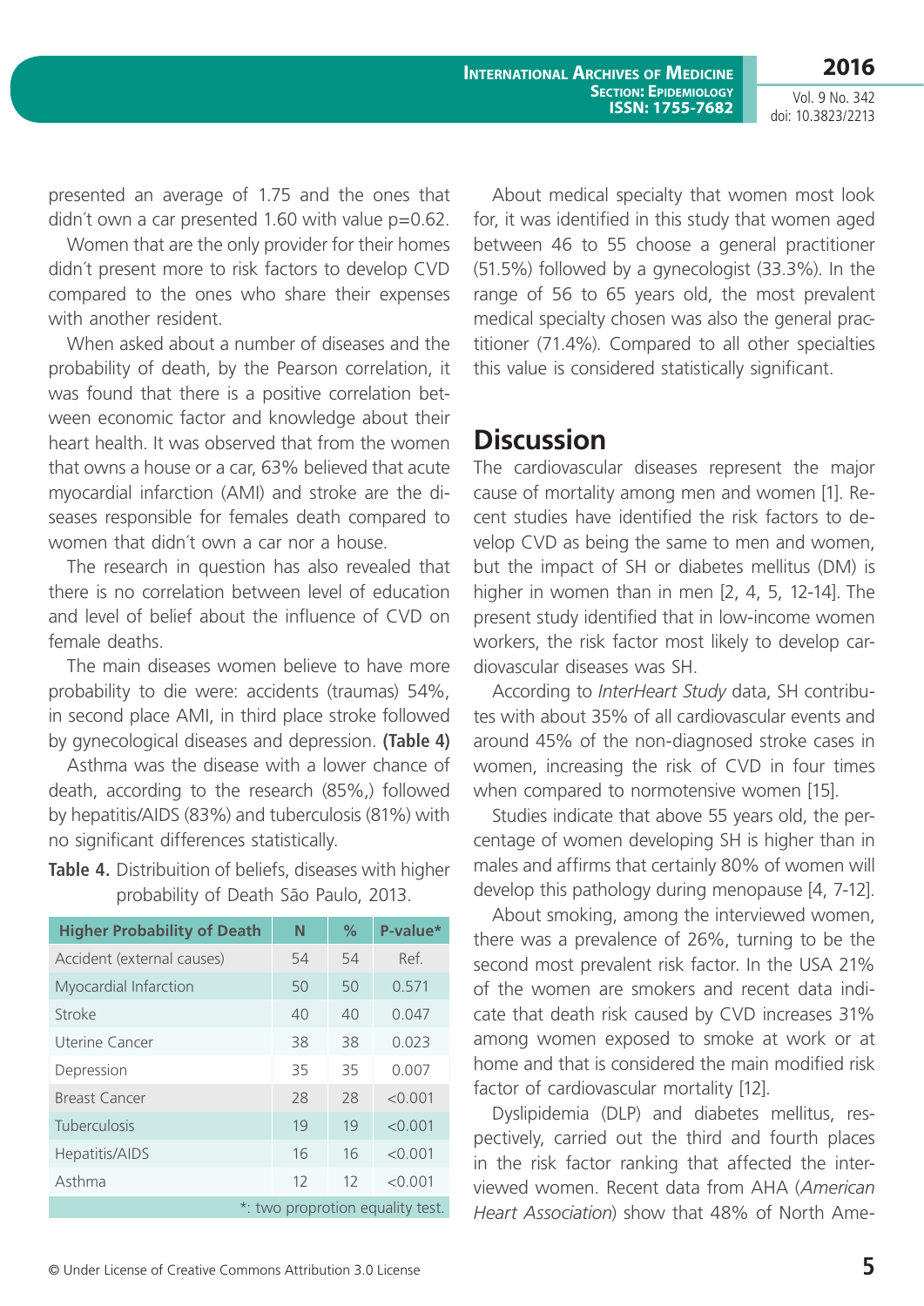presented an average of 1.75 and the ones that didn´t own a car presented 1.60 with value p=0.62.

Women that are the only provider for their homes didn´t present more to risk factors to develop CVD compared to the ones who share their expenses with another resident.

When asked about a number of diseases and the probability of death, by the Pearson correlation, it was found that there is a positive correlation between economic factor and knowledge about their heart health. It was observed that from the women that owns a house or a car, 63% believed that acute myocardial infarction (AMI) and stroke are the diseases responsible for females death compared to women that didn´t own a car nor a house.

The research in question has also revealed that there is no correlation between level of education and level of belief about the influence of CVD on female deaths.

The main diseases women believe to have more probability to die were: accidents (traumas) 54%, in second place AMI, in third place stroke followed by gynecological diseases and depression. **(Table 4)**

Asthma was the disease with a lower chance of death, according to the research (85%,) followed by hepatitis/AIDS (83%) and tuberculosis (81%) with no significant differences statistically.

**Table 4.** Distribuition of beliefs, diseases with higher probability of Death São Paulo, 2013.

| Higher Probability of Death | N | % | P-value* |
|---|---|---|---|
| Accident (external causes) | 54 | 54 | Ref. |
| Myocardial Infarction | 50 | 50 | 0.571 |
| Stroke | 40 | 40 | 0.047 |
| Uterine Cancer | 38 | 38 | 0.023 |
| Depression | 35 | 35 | 0.007 |
| Breast Cancer | 28 | 28 | <0.001 |
| Tuberculosis | 19 | 19 | <0.001 |
| Hepatitis/AIDS | 16 | 16 | <0.001 |
| Asthma | 12 | 12 | <0.001 |

*: two proprotion equality test.

About medical specialty that women most look for, it was identified in this study that women aged between 46 to 55 choose a general practitioner (51.5%) followed by a gynecologist (33.3%). In the range of 56 to 65 years old, the most prevalent medical specialty chosen was also the general practitioner (71.4%). Compared to all other specialties this value is considered statistically significant.

## Discussion

The cardiovascular diseases represent the major cause of mortality among men and women [1]. Recent studies have identified the risk factors to develop CVD as being the same to men and women, but the impact of SH or diabetes mellitus (DM) is higher in women than in men [2, 4, 5, 12-14]. The present study identified that in low-income women workers, the risk factor most likely to develop cardiovascular diseases was SH.

According to *InterHeart Study* data, SH contributes with about 35% of all cardiovascular events and around 45% of the non-diagnosed stroke cases in women, increasing the risk of CVD in four times when compared to normotensive women [15].

Studies indicate that above 55 years old, the percentage of women developing SH is higher than in males and affirms that certainly 80% of women will develop this pathology during menopause [4, 7-12].

About smoking, among the interviewed women, there was a prevalence of 26%, turning to be the second most prevalent risk factor. In the USA 21% of the women are smokers and recent data indicate that death risk caused by CVD increases 31% among women exposed to smoke at work or at home and that is considered the main modified risk factor of cardiovascular mortality [12].

Dyslipidemia (DLP) and diabetes mellitus, respectively, carried out the third and fourth places in the risk factor ranking that affected the interviewed women. Recent data from AHA (*American Heart Association*) show that 48% of North Ame-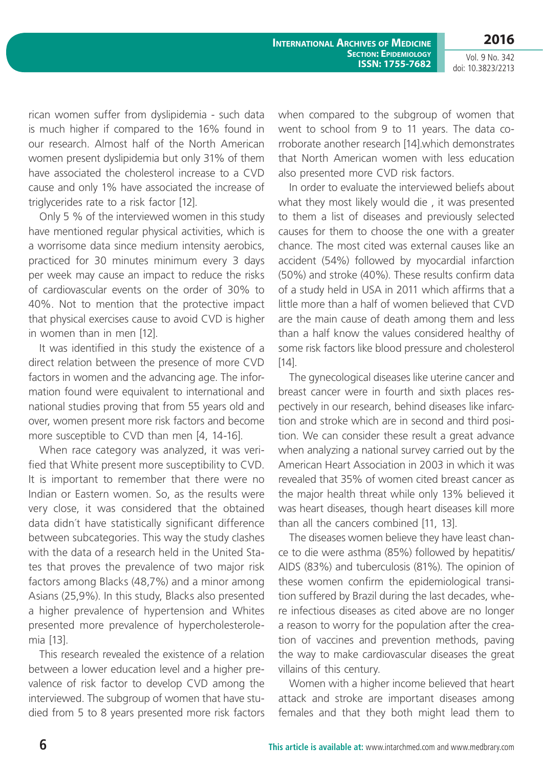rican women suffer from dyslipidemia - such data is much higher if compared to the 16% found in our research. Almost half of the North American women present dyslipidemia but only 31% of them have associated the cholesterol increase to a CVD cause and only 1% have associated the increase of triglycerides rate to a risk factor [12].

Only 5 % of the interviewed women in this study have mentioned regular physical activities, which is a worrisome data since medium intensity aerobics, practiced for 30 minutes minimum every 3 days per week may cause an impact to reduce the risks of cardiovascular events on the order of 30% to 40%. Not to mention that the protective impact that physical exercises cause to avoid CVD is higher in women than in men [12].

It was identified in this study the existence of a direct relation between the presence of more CVD factors in women and the advancing age. The information found were equivalent to international and national studies proving that from 55 years old and over, women present more risk factors and become more susceptible to CVD than men [4, 14-16].

When race category was analyzed, it was verified that White present more susceptibility to CVD. It is important to remember that there were no Indian or Eastern women. So, as the results were very close, it was considered that the obtained data didn´t have statistically significant difference between subcategories. This way the study clashes with the data of a research held in the United States that proves the prevalence of two major risk factors among Blacks (48,7%) and a minor among Asians (25,9%). In this study, Blacks also presented a higher prevalence of hypertension and Whites presented more prevalence of hypercholesterolemia [13].

This research revealed the existence of a relation between a lower education level and a higher prevalence of risk factor to develop CVD among the interviewed. The subgroup of women that have studied from 5 to 8 years presented more risk factors when compared to the subgroup of women that went to school from 9 to 11 years. The data corroborate another research [14].which demonstrates that North American women with less education also presented more CVD risk factors.

In order to evaluate the interviewed beliefs about what they most likely would die , it was presented to them a list of diseases and previously selected causes for them to choose the one with a greater chance. The most cited was external causes like an accident (54%) followed by myocardial infarction (50%) and stroke (40%). These results confirm data of a study held in USA in 2011 which affirms that a little more than a half of women believed that CVD are the main cause of death among them and less than a half know the values considered healthy of some risk factors like blood pressure and cholesterol [14].

The gynecological diseases like uterine cancer and breast cancer were in fourth and sixth places respectively in our research, behind diseases like infarction and stroke which are in second and third position. We can consider these result a great advance when analyzing a national survey carried out by the American Heart Association in 2003 in which it was revealed that 35% of women cited breast cancer as the major health threat while only 13% believed it was heart diseases, though heart diseases kill more than all the cancers combined [11, 13].

The diseases women believe they have least chance to die were asthma (85%) followed by hepatitis/AIDS (83%) and tuberculosis (81%). The opinion of these women confirm the epidemiological transition suffered by Brazil during the last decades, where infectious diseases as cited above are no longer a reason to worry for the population after the creation of vaccines and prevention methods, paving the way to make cardiovascular diseases the great villains of this century.

Women with a higher income believed that heart attack and stroke are important diseases among females and that they both might lead them to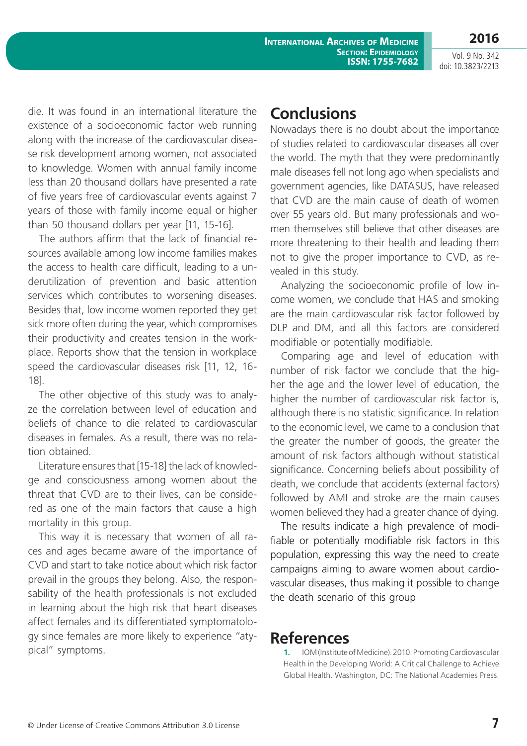die. It was found in an international literature the existence of a socioeconomic factor web running along with the increase of the cardiovascular disease risk development among women, not associated to knowledge. Women with annual family income less than 20 thousand dollars have presented a rate of five years free of cardiovascular events against 7 years of those with family income equal or higher than 50 thousand dollars per year [11, 15-16].

The authors affirm that the lack of financial resources available among low income families makes the access to health care difficult, leading to a underutilization of prevention and basic attention services which contributes to worsening diseases. Besides that, low income women reported they get sick more often during the year, which compromises their productivity and creates tension in the workplace. Reports show that the tension in workplace speed the cardiovascular diseases risk [11, 12, 16-18].

The other objective of this study was to analyze the correlation between level of education and beliefs of chance to die related to cardiovascular diseases in females. As a result, there was no relation obtained.

Literature ensures that [15-18] the lack of knowledge and consciousness among women about the threat that CVD are to their lives, can be considered as one of the main factors that cause a high mortality in this group.

This way it is necessary that women of all races and ages became aware of the importance of CVD and start to take notice about which risk factor prevail in the groups they belong. Also, the responsability of the health professionals is not excluded in learning about the high risk that heart diseases affect females and its differentiated symptomatology since females are more likely to experience "atypical" symptoms.

## Conclusions

Nowadays there is no doubt about the importance of studies related to cardiovascular diseases all over the world. The myth that they were predominantly male diseases fell not long ago when specialists and government agencies, like DATASUS, have released that CVD are the main cause of death of women over 55 years old. But many professionals and women themselves still believe that other diseases are more threatening to their health and leading them not to give the proper importance to CVD, as revealed in this study.

Analyzing the socioeconomic profile of low income women, we conclude that HAS and smoking are the main cardiovascular risk factor followed by DLP and DM, and all this factors are considered modifiable or potentially modifiable.

Comparing age and level of education with number of risk factor we conclude that the higher the age and the lower level of education, the higher the number of cardiovascular risk factor is, although there is no statistic significance. In relation to the economic level, we came to a conclusion that the greater the number of goods, the greater the amount of risk factors although without statistical significance. Concerning beliefs about possibility of death, we conclude that accidents (external factors) followed by AMI and stroke are the main causes women believed they had a greater chance of dying.

The results indicate a high prevalence of modifiable or potentially modifiable risk factors in this population, expressing this way the need to create campaigns aiming to aware women about cardiovascular diseases, thus making it possible to change the death scenario of this group

## References

1. IOM (Institute of Medicine). 2010. Promoting Cardiovascular Health in the Developing World: A Critical Challenge to Achieve Global Health. Washington, DC: The National Academies Press.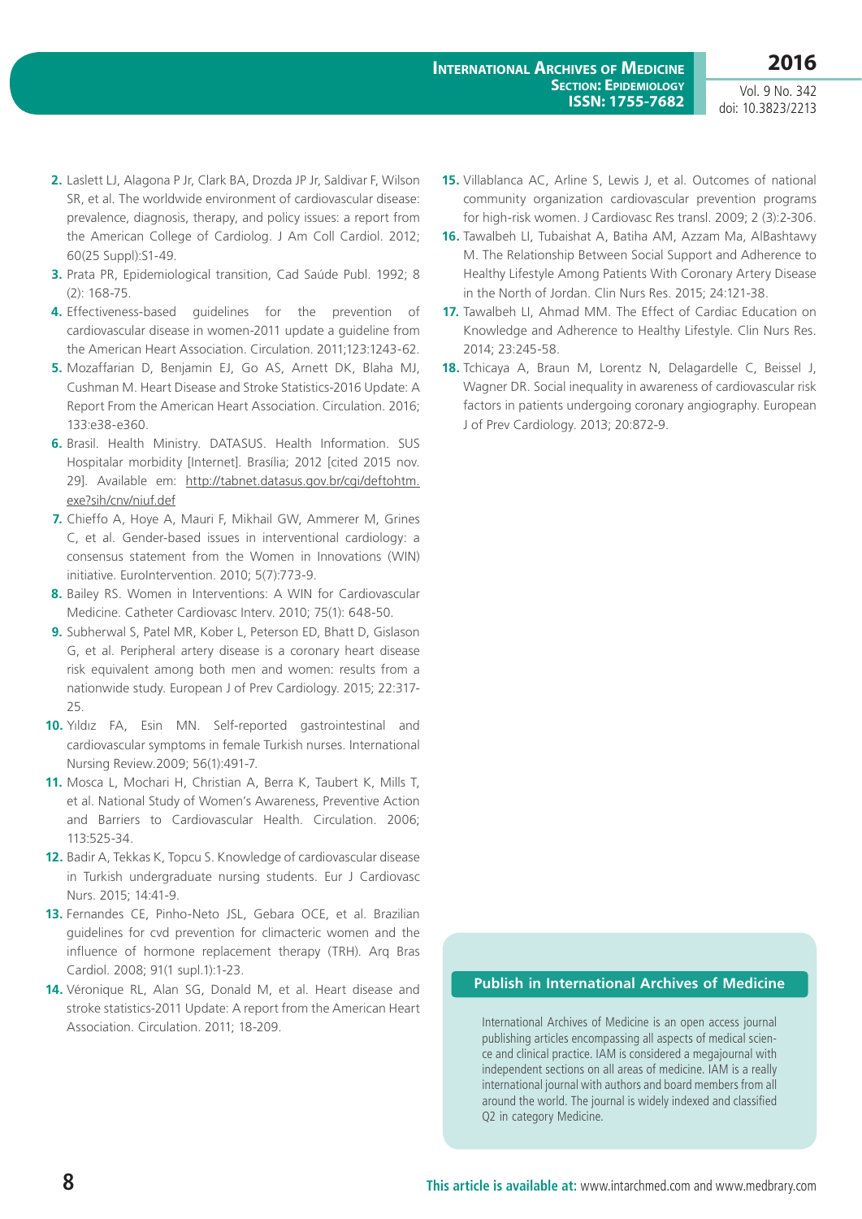2. Laslett LJ, Alagona P Jr, Clark BA, Drozda JP Jr, Saldivar F, Wilson SR, et al. The worldwide environment of cardiovascular disease: prevalence, diagnosis, therapy, and policy issues: a report from the American College of Cardiolog. J Am Coll Cardiol. 2012; 60(25 Suppl):S1-49.
3. Prata PR, Epidemiological transition, Cad Saúde Publ. 1992; 8 (2): 168-75.
4. Effectiveness-based guidelines for the prevention of cardiovascular disease in women-2011 update a guideline from the American Heart Association. Circulation. 2011;123:1243-62.
5. Mozaffarian D, Benjamin EJ, Go AS, Arnett DK, Blaha MJ, Cushman M. Heart Disease and Stroke Statistics-2016 Update: A Report From the American Heart Association. Circulation. 2016; 133:e38-e360.
6. Brasil. Health Ministry. DATASUS. Health Information. SUS Hospitalar morbidity [Internet]. Brasília; 2012 [cited 2015 nov. 29]. Available em: http://tabnet.datasus.gov.br/cgi/deftohtm.exe?sih/cnv/niuf.def
7. Chieffo A, Hoye A, Mauri F, Mikhail GW, Ammerer M, Grines C, et al. Gender-based issues in interventional cardiology: a consensus statement from the Women in Innovations (WIN) initiative. EuroIntervention. 2010; 5(7):773-9.
8. Bailey RS. Women in Interventions: A WIN for Cardiovascular Medicine. Catheter Cardiovasc Interv. 2010; 75(1): 648-50.
9. Subherwal S, Patel MR, Kober L, Peterson ED, Bhatt D, Gislason G, et al. Peripheral artery disease is a coronary heart disease risk equivalent among both men and women: results from a nationwide study. European J of Prev Cardiology. 2015; 22:317-25.
10. Yıldız FA, Esin MN. Self-reported gastrointestinal and cardiovascular symptoms in female Turkish nurses. International Nursing Review.2009; 56(1):491-7.
11. Mosca L, Mochari H, Christian A, Berra K, Taubert K, Mills T, et al. National Study of Women's Awareness, Preventive Action and Barriers to Cardiovascular Health. Circulation. 2006; 113:525-34.
12. Badir A, Tekkas K, Topcu S. Knowledge of cardiovascular disease in Turkish undergraduate nursing students. Eur J Cardiovasc Nurs. 2015; 14:41-9.
13. Fernandes CE, Pinho-Neto JSL, Gebara OCE, et al. Brazilian guidelines for cvd prevention for climacteric women and the influence of hormone replacement therapy (TRH). Arq Bras Cardiol. 2008; 91(1 supl.1):1-23.
14. Véronique RL, Alan SG, Donald M, et al. Heart disease and stroke statistics-2011 Update: A report from the American Heart Association. Circulation. 2011; 18-209.
15. Villablanca AC, Arline S, Lewis J, et al. Outcomes of national community organization cardiovascular prevention programs for high-risk women. J Cardiovasc Res transl. 2009; 2 (3):2-306.
16. Tawalbeh LI, Tubaishat A, Batiha AM, Azzam Ma, AlBashtawy M. The Relationship Between Social Support and Adherence to Healthy Lifestyle Among Patients With Coronary Artery Disease in the North of Jordan. Clin Nurs Res. 2015; 24:121-38.
17. Tawalbeh LI, Ahmad MM. The Effect of Cardiac Education on Knowledge and Adherence to Healthy Lifestyle. Clin Nurs Res. 2014; 23:245-58.
18. Tchicaya A, Braun M, Lorentz N, Delagardelle C, Beissel J, Wagner DR. Social inequality in awareness of cardiovascular risk factors in patients undergoing coronary angiography. European J of Prev Cardiology. 2013; 20:872-9.

**Publish in International Archives of Medicine**

International Archives of Medicine is an open access journal publishing articles encompassing all aspects of medical science and clinical practice. IAM is considered a megajournal with independent sections on all areas of medicine. IAM is a really international journal with authors and board members from all around the world. The journal is widely indexed and classified Q2 in category Medicine.